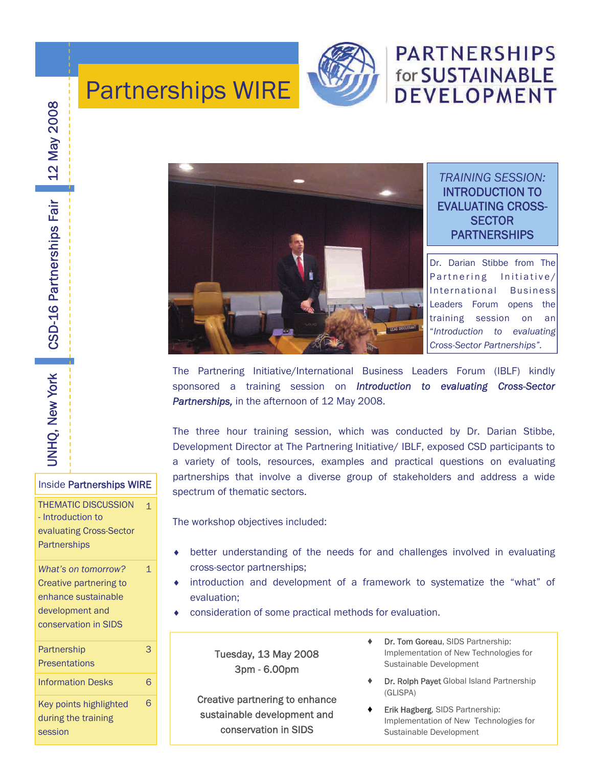# Partnerships WIRE

**PARTNERSHIPS for SUSTAINABLE DEVELOPMENT**

UNHQ, New York | CSD-16 Partnerships Fair | 12 May 2008

### *TRAINING SESSION:* INTRODUCTION TO EVALUATING CROSS-SECTOR PARTNERSHIPS

Dr. Darian Stibbe from The Partnering Initiative/ International Business Leaders Forum opens the training session on "*Introduction to evaluating Cross-Sector Partnerships".*

The Partnering Initiative/International Business Leaders Forum (IBLF) kindly sponsored a training session on ***Introduction to evaluating Cross-Sector Partnerships,*** in the afternoon of 12 May 2008.

The three hour training session, which was conducted by Dr. Darian Stibbe, Development Director at The Partnering Initiative/ IBLF, exposed CSD participants to a variety of tools, resources, examples and practical questions on evaluating partnerships that involve a diverse group of stakeholders and address a wide spectrum of thematic sectors.

The workshop objectives included:

- better understanding of the needs for and challenges involved in evaluating cross-sector partnerships;
- introduction and development of a framework to systematize the "what" of evaluation;
- consideration of some practical methods for evaluation.

---

**Tuesday, 13 May 2008**
**3pm - 6.00pm**

**Creative partnering to enhance sustainable development and conservation in SIDS**

- **Dr. Tom Goreau**, SIDS Partnership: Implementation of New Technologies for Sustainable Development
- **Dr. Rolph Payet** Global Island Partnership (GLISPA)
- **Erik Hagberg**, SIDS Partnership: Implementation of New Technologies for Sustainable Development

---

**Inside Partnerships WIRE**

| | |
|---|---|
| THEMATIC DISCUSSION - Introduction to evaluating Cross-Sector Partnerships | 1 |
| *What's on tomorrow?* Creative partnering to enhance sustainable development and conservation in SIDS | 1 |
| Partnership Presentations | 3 |
| Information Desks | 6 |
| Key points highlighted during the training session | 6 |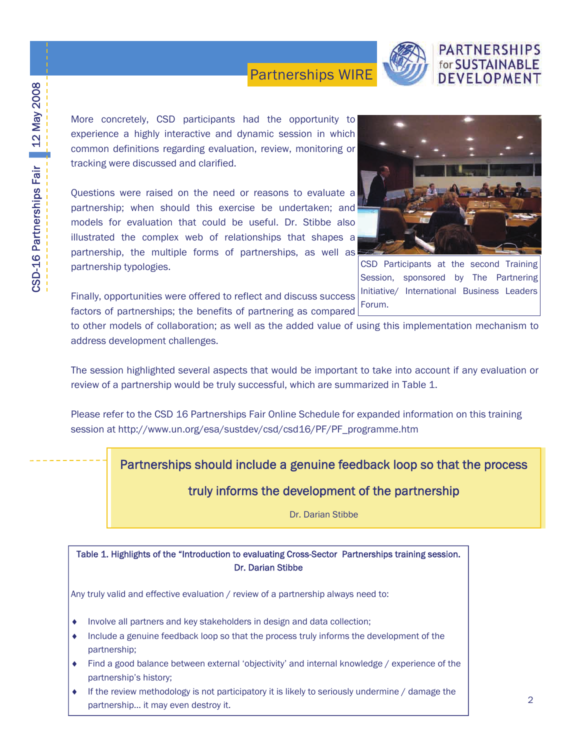More concretely, CSD participants had the opportunity to experience a highly interactive and dynamic session in which common definitions regarding evaluation, review, monitoring or tracking were discussed and clarified.

Questions were raised on the need or reasons to evaluate a partnership; when should this exercise be undertaken; and models for evaluation that could be useful. Dr. Stibbe also illustrated the complex web of relationships that shapes a partnership, the multiple forms of partnerships, as well as partnership typologies.

CSD Participants at the second Training Session, sponsored by The Partnering Initiative/ International Business Leaders Forum.

Finally, opportunities were offered to reflect and discuss success factors of partnerships; the benefits of partnering as compared to other models of collaboration; as well as the added value of using this implementation mechanism to address development challenges.

The session highlighted several aspects that would be important to take into account if any evaluation or review of a partnership would be truly successful, which are summarized in Table 1.

Please refer to the CSD 16 Partnerships Fair Online Schedule for expanded information on this training session at http://www.un.org/esa/sustdev/csd/csd16/PF/PF_programme.htm

> **Partnerships should include a genuine feedback loop so that the process truly informs the development of the partnership**
>
> Dr. Darian Stibbe

**Table 1. Highlights of the "Introduction to evaluating Cross-Sector Partnerships training session. Dr. Darian Stibbe**

Any truly valid and effective evaluation / review of a partnership always need to:

- Involve all partners and key stakeholders in design and data collection;
- Include a genuine feedback loop so that the process truly informs the development of the partnership;
- Find a good balance between external 'objectivity' and internal knowledge / experience of the partnership's history;
- If the review methodology is not participatory it is likely to seriously undermine / damage the partnership... it may even destroy it.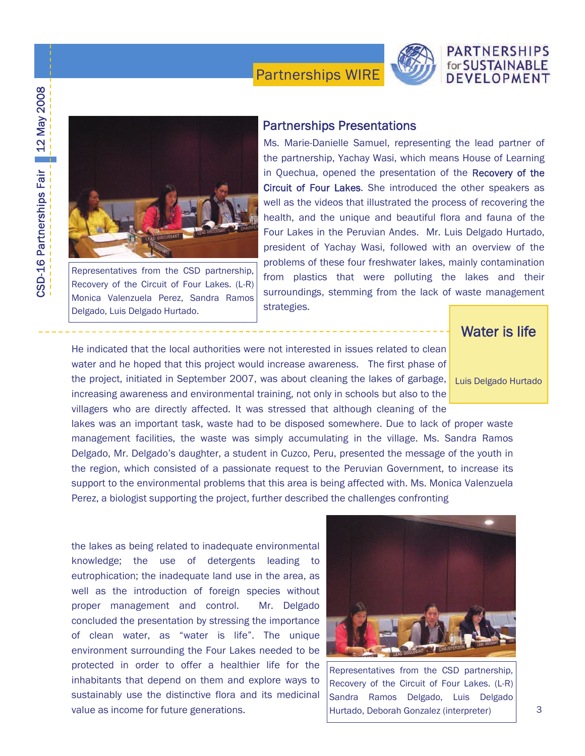## Partnerships Presentations

Ms. Marie-Danielle Samuel, representing the lead partner of the partnership, Yachay Wasi, which means House of Learning in Quechua, opened the presentation of the **Recovery of the Circuit of Four Lakes**. She introduced the other speakers as well as the videos that illustrated the process of recovering the health, and the unique and beautiful flora and fauna of the Four Lakes in the Peruvian Andes. Mr. Luis Delgado Hurtado, president of Yachay Wasi, followed with an overview of the problems of these four freshwater lakes, mainly contamination from plastics that were polluting the lakes and their surroundings, stemming from the lack of waste management strategies.

Representatives from the CSD partnership, Recovery of the Circuit of Four Lakes. (L-R) Monica Valenzuela Perez, Sandra Ramos Delgado, Luis Delgado Hurtado.

> **Water is life**
>
> Luis Delgado Hurtado

He indicated that the local authorities were not interested in issues related to clean water and he hoped that this project would increase awareness. The first phase of the project, initiated in September 2007, was about cleaning the lakes of garbage, increasing awareness and environmental training, not only in schools but also to the villagers who are directly affected. It was stressed that although cleaning of the lakes was an important task, waste had to be disposed somewhere. Due to lack of proper waste management facilities, the waste was simply accumulating in the village. Ms. Sandra Ramos Delgado, Mr. Delgado's daughter, a student in Cuzco, Peru, presented the message of the youth in the region, which consisted of a passionate request to the Peruvian Government, to increase its support to the environmental problems that this area is being affected with. Ms. Monica Valenzuela Perez, a biologist supporting the project, further described the challenges confronting the lakes as being related to inadequate environmental knowledge; the use of detergents leading to eutrophication; the inadequate land use in the area, as well as the introduction of foreign species without proper management and control. Mr. Delgado concluded the presentation by stressing the importance of clean water, as "water is life". The unique environment surrounding the Four Lakes needed to be protected in order to offer a healthier life for the inhabitants that depend on them and explore ways to sustainably use the distinctive flora and its medicinal value as income for future generations.

Representatives from the CSD partnership, Recovery of the Circuit of Four Lakes. (L-R) Sandra Ramos Delgado, Luis Delgado Hurtado, Deborah Gonzalez (interpreter)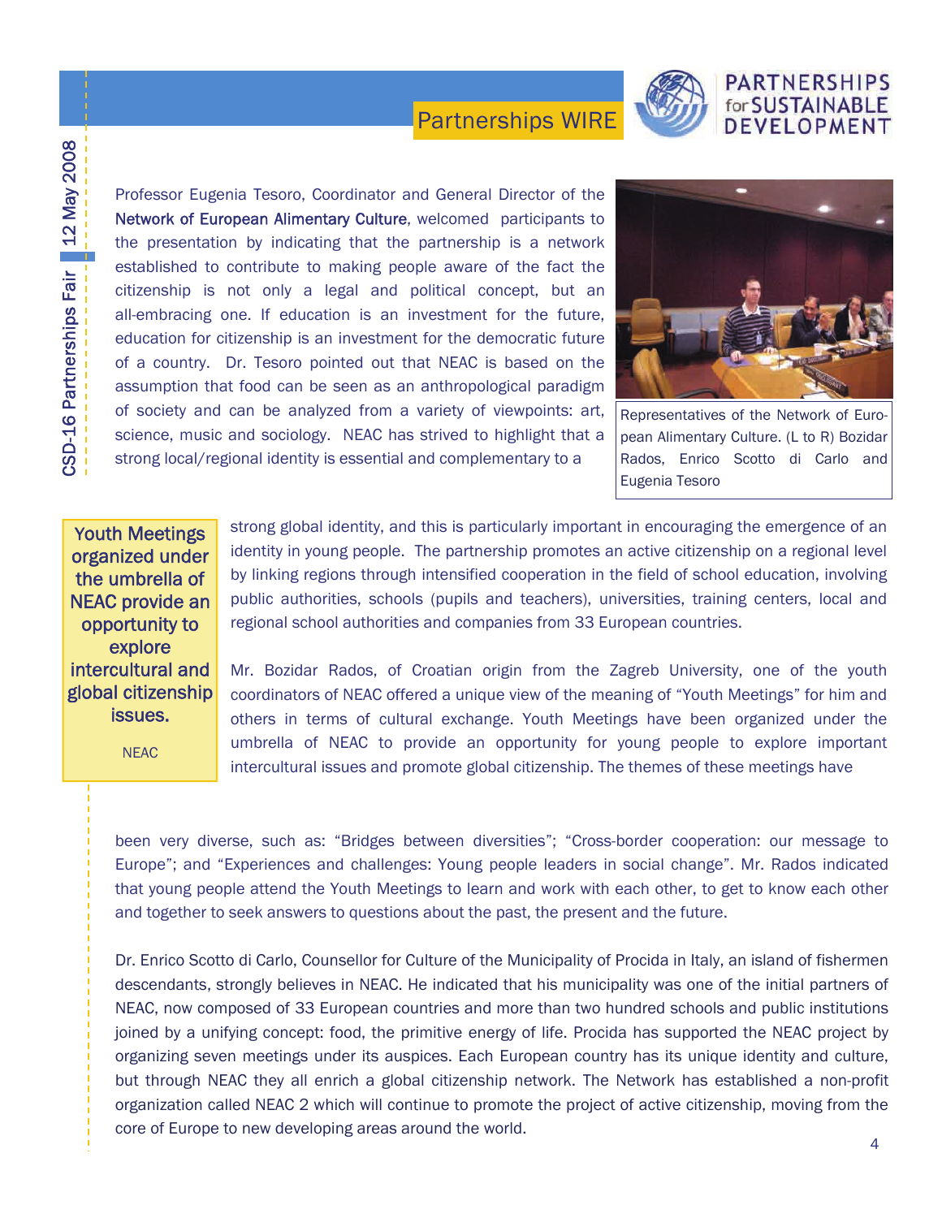Professor Eugenia Tesoro, Coordinator and General Director of the **Network of European Alimentary Culture**, welcomed participants to the presentation by indicating that the partnership is a network established to contribute to making people aware of the fact the citizenship is not only a legal and political concept, but an all-embracing one. If education is an investment for the future, education for citizenship is an investment for the democratic future of a country. Dr. Tesoro pointed out that NEAC is based on the assumption that food can be seen as an anthropological paradigm of society and can be analyzed from a variety of viewpoints: art, science, music and sociology. NEAC has strived to highlight that a strong local/regional identity is essential and complementary to a strong global identity, and this is particularly important in encouraging the emergence of an identity in young people. The partnership promotes an active citizenship on a regional level by linking regions through intensified cooperation in the field of school education, involving public authorities, schools (pupils and teachers), universities, training centers, local and regional school authorities and companies from 33 European countries.

Representatives of the Network of European Alimentary Culture. (L to R) Bozidar Rados, Enrico Scotto di Carlo and Eugenia Tesoro

> **Youth Meetings organized under the umbrella of NEAC provide an opportunity to explore intercultural and global citizenship issues.**
>
> NEAC

Mr. Bozidar Rados, of Croatian origin from the Zagreb University, one of the youth coordinators of NEAC offered a unique view of the meaning of "Youth Meetings" for him and others in terms of cultural exchange. Youth Meetings have been organized under the umbrella of NEAC to provide an opportunity for young people to explore important intercultural issues and promote global citizenship. The themes of these meetings have been very diverse, such as: "Bridges between diversities"; "Cross-border cooperation: our message to Europe"; and "Experiences and challenges: Young people leaders in social change". Mr. Rados indicated that young people attend the Youth Meetings to learn and work with each other, to get to know each other and together to seek answers to questions about the past, the present and the future.

Dr. Enrico Scotto di Carlo, Counsellor for Culture of the Municipality of Procida in Italy, an island of fishermen descendants, strongly believes in NEAC. He indicated that his municipality was one of the initial partners of NEAC, now composed of 33 European countries and more than two hundred schools and public institutions joined by a unifying concept: food, the primitive energy of life. Procida has supported the NEAC project by organizing seven meetings under its auspices. Each European country has its unique identity and culture, but through NEAC they all enrich a global citizenship network. The Network has established a non-profit organization called NEAC 2 which will continue to promote the project of active citizenship, moving from the core of Europe to new developing areas around the world.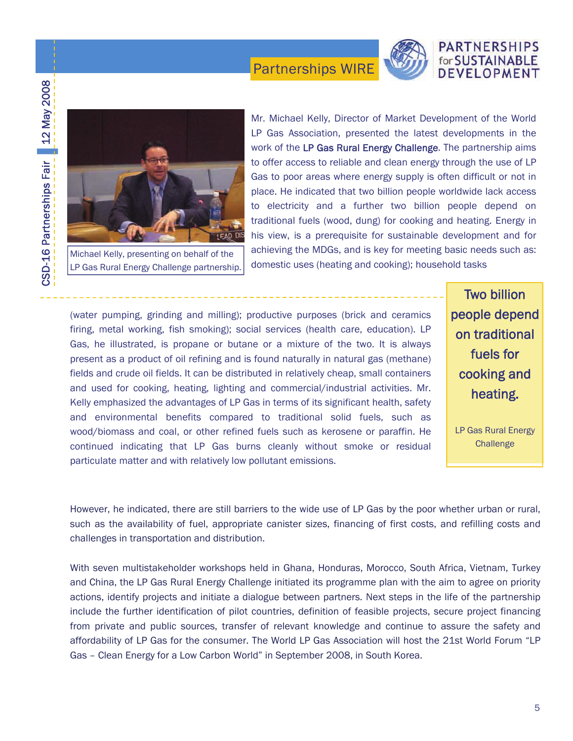Mr. Michael Kelly, Director of Market Development of the World LP Gas Association, presented the latest developments in the work of the **LP Gas Rural Energy Challenge**. The partnership aims to offer access to reliable and clean energy through the use of LP Gas to poor areas where energy supply is often difficult or not in place. He indicated that two billion people worldwide lack access to electricity and a further two billion people depend on traditional fuels (wood, dung) for cooking and heating. Energy in his view, is a prerequisite for sustainable development and for achieving the MDGs, and is key for meeting basic needs such as: domestic uses (heating and cooking); household tasks (water pumping, grinding and milling); productive purposes (brick and ceramics firing, metal working, fish smoking); social services (health care, education). LP Gas, he illustrated, is propane or butane or a mixture of the two. It is always present as a product of oil refining and is found naturally in natural gas (methane) fields and crude oil fields. It can be distributed in relatively cheap, small containers and used for cooking, heating, lighting and commercial/industrial activities. Mr. Kelly emphasized the advantages of LP Gas in terms of its significant health, safety and environmental benefits compared to traditional solid fuels, such as wood/biomass and coal, or other refined fuels such as kerosene or paraffin. He continued indicating that LP Gas burns cleanly without smoke or residual particulate matter and with relatively low pollutant emissions.

Michael Kelly, presenting on behalf of the LP Gas Rural Energy Challenge partnership.

> **Two billion people depend on traditional fuels for cooking and heating.**
>
> LP Gas Rural Energy Challenge

However, he indicated, there are still barriers to the wide use of LP Gas by the poor whether urban or rural, such as the availability of fuel, appropriate canister sizes, financing of first costs, and refilling costs and challenges in transportation and distribution.

With seven multistakeholder workshops held in Ghana, Honduras, Morocco, South Africa, Vietnam, Turkey and China, the LP Gas Rural Energy Challenge initiated its programme plan with the aim to agree on priority actions, identify projects and initiate a dialogue between partners. Next steps in the life of the partnership include the further identification of pilot countries, definition of feasible projects, secure project financing from private and public sources, transfer of relevant knowledge and continue to assure the safety and affordability of LP Gas for the consumer. The World LP Gas Association will host the 21st World Forum "LP Gas – Clean Energy for a Low Carbon World" in September 2008, in South Korea.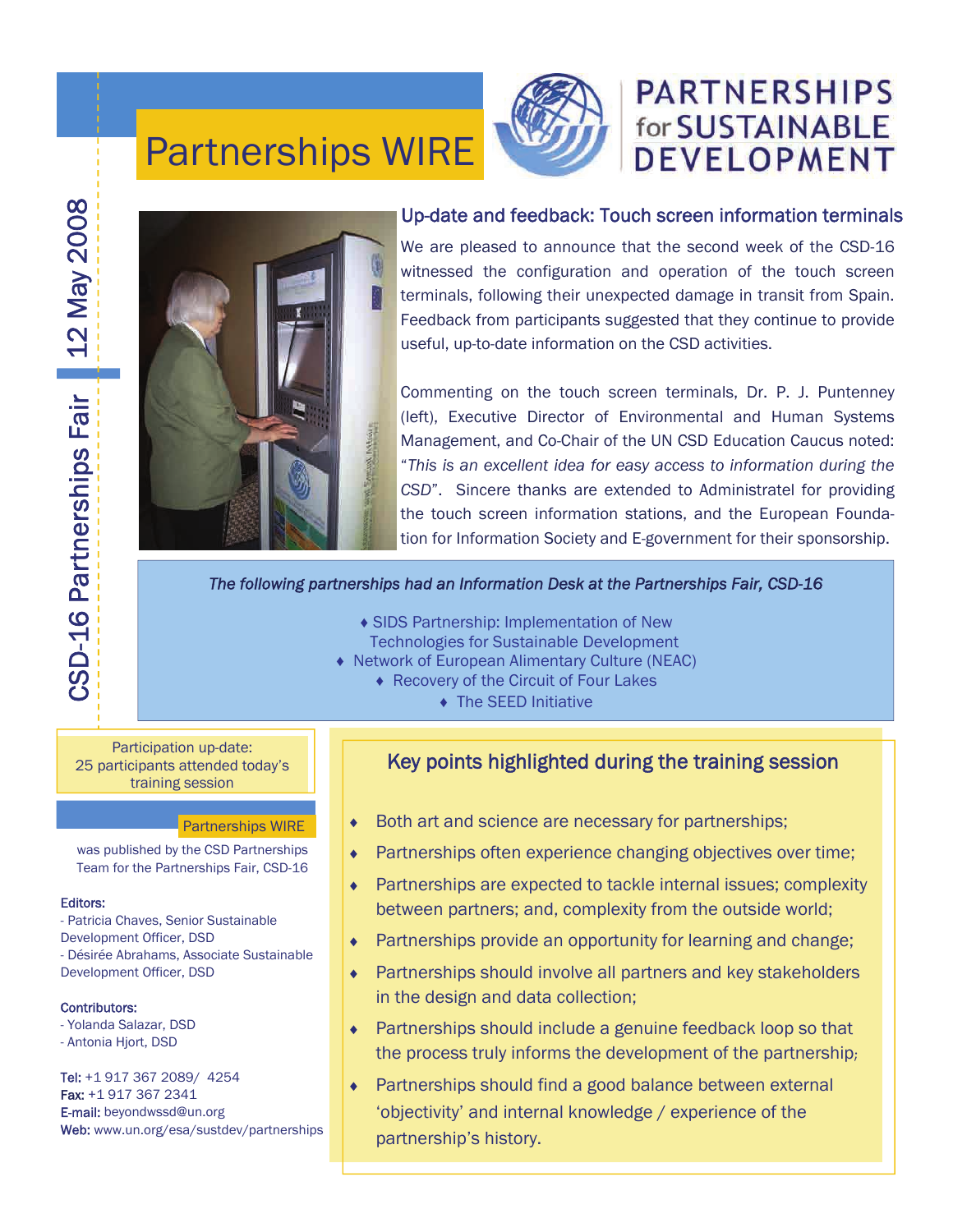# Partnerships WIRE

**PARTNERSHIPS for SUSTAINABLE DEVELOPMENT**

CSD-16 Partnerships Fair | 12 May 2008

## Up-date and feedback: Touch screen information terminals

We are pleased to announce that the second week of the CSD-16 witnessed the configuration and operation of the touch screen terminals, following their unexpected damage in transit from Spain. Feedback from participants suggested that they continue to provide useful, up-to-date information on the CSD activities.

Commenting on the touch screen terminals, Dr. P. J. Puntenney (left), Executive Director of Environmental and Human Systems Management, and Co-Chair of the UN CSD Education Caucus noted: "*This is an excellent idea for easy access to information during the CSD*". Sincere thanks are extended to Administratel for providing the touch screen information stations, and the European Foundation for Information Society and E-government for their sponsorship.

*The following partnerships had an Information Desk at the Partnerships Fair, CSD-16*

- SIDS Partnership: Implementation of New Technologies for Sustainable Development
- Network of European Alimentary Culture (NEAC)
- Recovery of the Circuit of Four Lakes
- The SEED Initiative

Participation up-date: 25 participants attended today's training session

## Key points highlighted during the training session

- Both art and science are necessary for partnerships;
- Partnerships often experience changing objectives over time;
- Partnerships are expected to tackle internal issues; complexity between partners; and, complexity from the outside world;
- Partnerships provide an opportunity for learning and change;
- Partnerships should involve all partners and key stakeholders in the design and data collection;
- Partnerships should include a genuine feedback loop so that the process truly informs the development of the partnership;
- Partnerships should find a good balance between external 'objectivity' and internal knowledge / experience of the partnership's history.

Partnerships WIRE was published by the CSD Partnerships Team for the Partnerships Fair, CSD-16

**Editors:**
- Patricia Chaves, Senior Sustainable Development Officer, DSD
- Désirée Abrahams, Associate Sustainable Development Officer, DSD

**Contributors:**
- Yolanda Salazar, DSD
- Antonia Hjort, DSD

**Tel:** +1 917 367 2089/ 4254
**Fax:** +1 917 367 2341
**E-mail:** beyondwssd@un.org
**Web:** www.un.org/esa/sustdev/partnerships